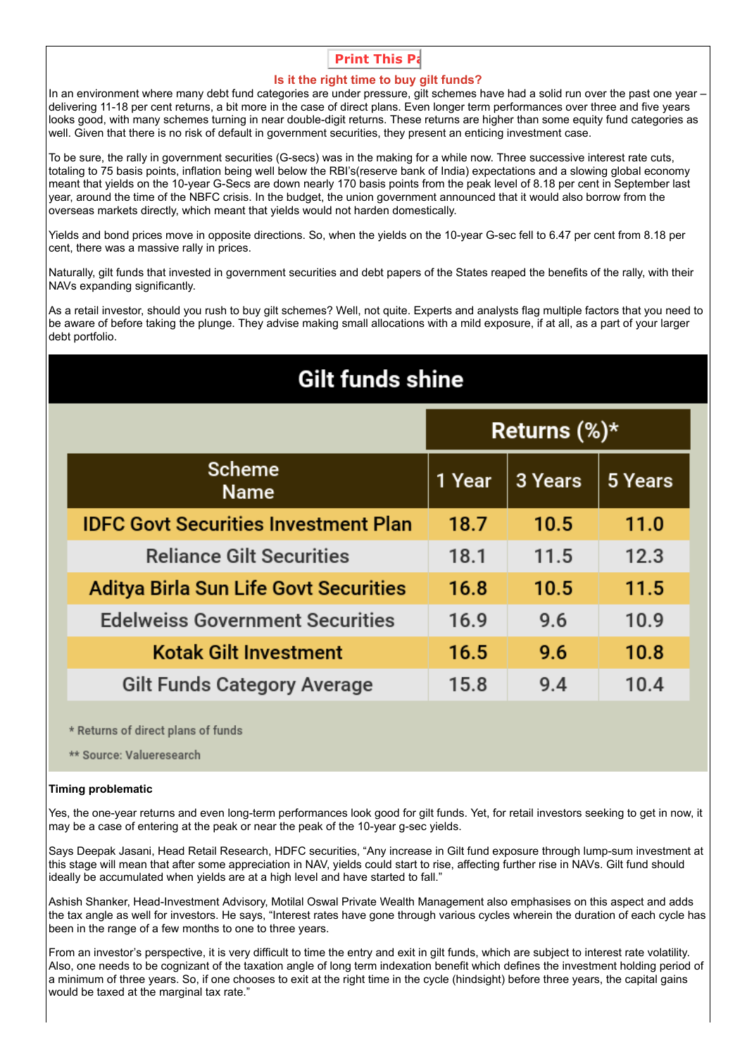## Is it the right time to buy gilt funds?

In an environment where many debt fund categories are under pressure, gilt schemes have had a solid run over the past one year – delivering 11-18 per cent returns, a bit more in the case of direct plans. Even longer term performances over three and five years looks good, with many schemes turning in near double-digit returns. These returns are higher than some equity fund categories as well. Given that there is no risk of default in government securities, they present an enticing investment case.

To be sure, the rally in government securities (G-secs) was in the making for a while now. Three successive interest rate cuts, totaling to 75 basis points, inflation being well below the RBI's(reserve bank of India) expectations and a slowing global economy meant that yields on the 10-year G-Secs are down nearly 170 basis points from the peak level of 8.18 per cent in September last year, around the time of the NBFC crisis. In the budget, the union government announced that it would also borrow from the overseas markets directly, which meant that yields would not harden domestically.

Yields and bond prices move in opposite directions. So, when the yields on the 10-year G-sec fell to 6.47 per cent from 8.18 per cent, there was a massive rally in prices.

Naturally, gilt funds that invested in government securities and debt papers of the States reaped the benefits of the rally, with their NAVs expanding significantly.

As a retail investor, should you rush to buy gilt schemes? Well, not quite. Experts and analysts flag multiple factors that you need to be aware of before taking the plunge. They advise making small allocations with a mild exposure, if at all, as a part of your larger debt portfolio.

**Gilt funds shine**

| Scheme Name | Returns (%)* | | |
|---|---|---|---|
| | 1 Year | 3 Years | 5 Years |
| IDFC Govt Securities Investment Plan | 18.7 | 10.5 | 11.0 |
| Reliance Gilt Securities | 18.1 | 11.5 | 12.3 |
| Aditya Birla Sun Life Govt Securities | 16.8 | 10.5 | 11.5 |
| Edelweiss Government Securities | 16.9 | 9.6 | 10.9 |
| Kotak Gilt Investment | 16.5 | 9.6 | 10.8 |
| Gilt Funds Category Average | 15.8 | 9.4 | 10.4 |

* Returns of direct plans of funds

** Source: Valueresearch

### Timing problematic

Yes, the one-year returns and even long-term performances look good for gilt funds. Yet, for retail investors seeking to get in now, it may be a case of entering at the peak or near the peak of the 10-year g-sec yields.

Says Deepak Jasani, Head Retail Research, HDFC securities, "Any increase in Gilt fund exposure through lump-sum investment at this stage will mean that after some appreciation in NAV, yields could start to rise, affecting further rise in NAVs. Gilt fund should ideally be accumulated when yields are at a high level and have started to fall."

Ashish Shanker, Head-Investment Advisory, Motilal Oswal Private Wealth Management also emphasises on this aspect and adds the tax angle as well for investors. He says, "Interest rates have gone through various cycles wherein the duration of each cycle has been in the range of a few months to one to three years.

From an investor's perspective, it is very difficult to time the entry and exit in gilt funds, which are subject to interest rate volatility. Also, one needs to be cognizant of the taxation angle of long term indexation benefit which defines the investment holding period of a minimum of three years. So, if one chooses to exit at the right time in the cycle (hindsight) before three years, the capital gains would be taxed at the marginal tax rate."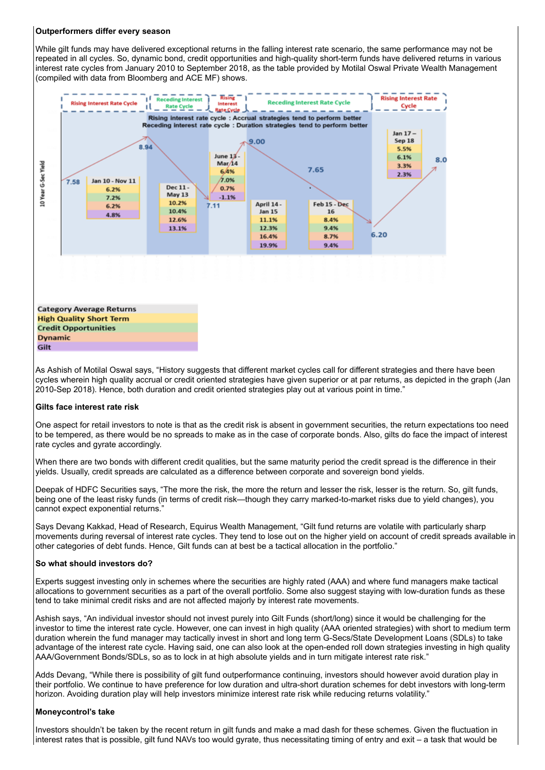**Outperformers differ every season**

While gilt funds may have delivered exceptional returns in the falling interest rate scenario, the same performance may not be repeated in all cycles. So, dynamic bond, credit opportunities and high-quality short-term funds have delivered returns in various interest rate cycles from January 2010 to September 2018, as the table provided by Motilal Oswal Private Wealth Management (compiled with data from Bloomberg and ACE MF) shows.

Rising Interest Rate Cycle
Receding Interest Rate Cycle
Rising Interest Rate Cycle
Receding Interest Rate Cycle
Rising Interest Rate Cycle

Rising interest rate cycle : Accrual strategies tend to perform better
Receding interest rate cycle : Duration strategies tend to perform better

10 Year G-Sec Yield

7.58
8.94
7.11
9.00
7.65
6.20
8.0

Jan 10 - Nov 11
6.2%
7.2%
6.2%
4.8%

Dec 11 - May 13
10.2%
10.4%
12.6%
13.1%

June 13 - Mar 14
6.4%
7.0%
0.7%
-1.1%

April 14 - Jan 15
11.1%
12.3%
16.4%
19.9%

Feb 15 - Dec 16
8.4%
9.4%
8.7%
9.4%

Jan 17 – Sep 18
5.5%
6.1%
3.3%
2.3%

Category Average Returns
High Quality Short Term
Credit Opportunities
Dynamic
Gilt

As Ashish of Motilal Oswal says, "History suggests that different market cycles call for different strategies and there have been cycles wherein high quality accrual or credit oriented strategies have given superior or at par returns, as depicted in the graph (Jan 2010-Sep 2018). Hence, both duration and credit oriented strategies play out at various point in time."

**Gilts face interest rate risk**

One aspect for retail investors to note is that as the credit risk is absent in government securities, the return expectations too need to be tempered, as there would be no spreads to make as in the case of corporate bonds. Also, gilts do face the impact of interest rate cycles and gyrate accordingly.

When there are two bonds with different credit qualities, but the same maturity period the credit spread is the difference in their yields. Usually, credit spreads are calculated as a difference between corporate and sovereign bond yields.

Deepak of HDFC Securities says, "The more the risk, the more the return and lesser the risk, lesser is the return. So, gilt funds, being one of the least risky funds (in terms of credit risk—though they carry marked-to-market risks due to yield changes), you cannot expect exponential returns."

Says Devang Kakkad, Head of Research, Equirus Wealth Management, "Gilt fund returns are volatile with particularly sharp movements during reversal of interest rate cycles. They tend to lose out on the higher yield on account of credit spreads available in other categories of debt funds. Hence, Gilt funds can at best be a tactical allocation in the portfolio."

**So what should investors do?**

Experts suggest investing only in schemes where the securities are highly rated (AAA) and where fund managers make tactical allocations to government securities as a part of the overall portfolio. Some also suggest staying with low-duration funds as these tend to take minimal credit risks and are not affected majorly by interest rate movements.

Ashish says, "An individual investor should not invest purely into Gilt Funds (short/long) since it would be challenging for the investor to time the interest rate cycle. However, one can invest in high quality (AAA oriented strategies) with short to medium term duration wherein the fund manager may tactically invest in short and long term G-Secs/State Development Loans (SDLs) to take advantage of the interest rate cycle. Having said, one can also look at the open-ended roll down strategies investing in high quality AAA/Government Bonds/SDLs, so as to lock in at high absolute yields and in turn mitigate interest rate risk."

Adds Devang, "While there is possibility of gilt fund outperformance continuing, investors should however avoid duration play in their portfolio. We continue to have preference for low duration and ultra-short duration schemes for debt investors with long-term horizon. Avoiding duration play will help investors minimize interest rate risk while reducing returns volatility."

**Moneycontrol's take**

Investors shouldn't be taken by the recent return in gilt funds and make a mad dash for these schemes. Given the fluctuation in interest rates that is possible, gilt fund NAVs too would gyrate, thus necessitating timing of entry and exit – a task that would be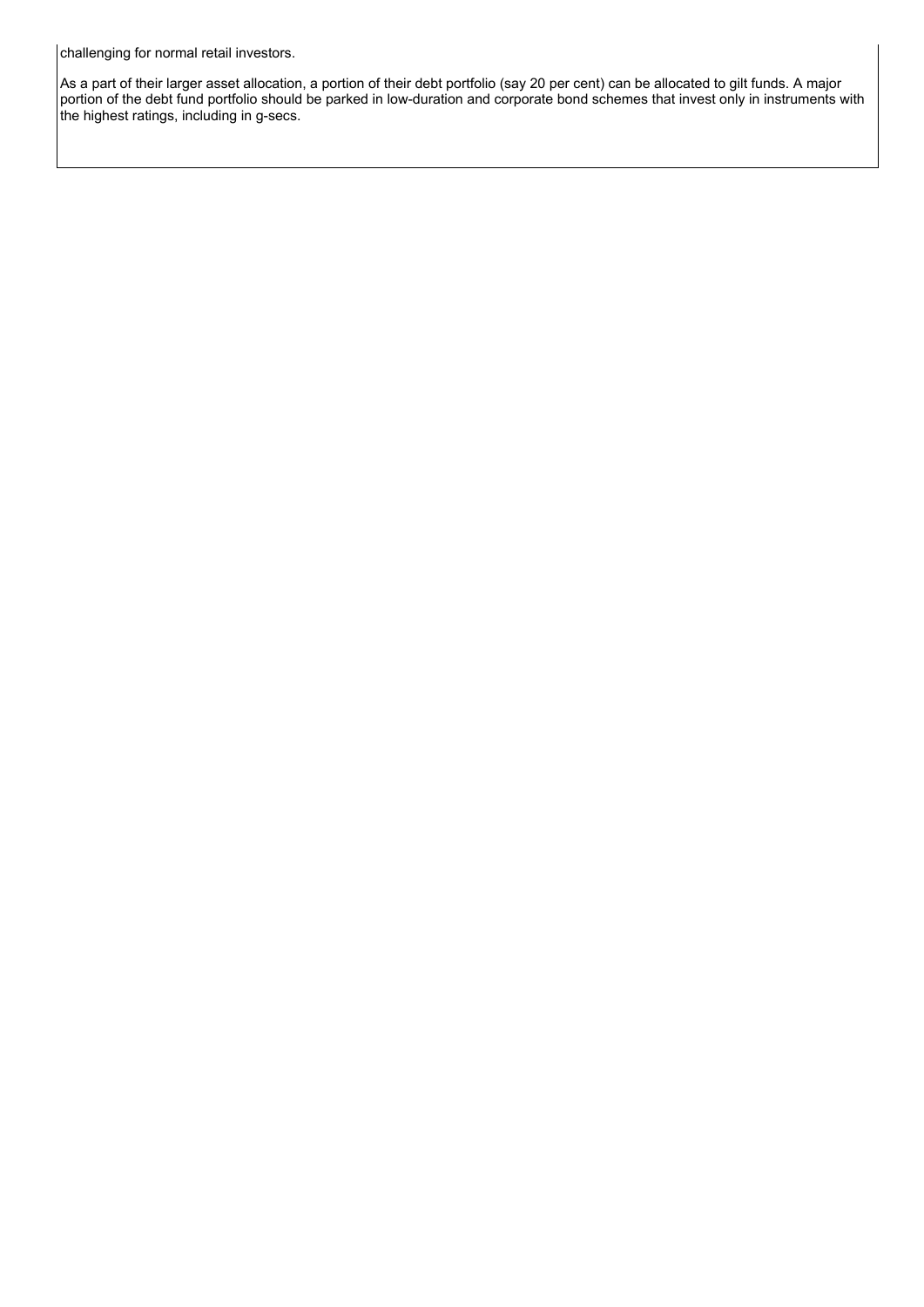challenging for normal retail investors.

As a part of their larger asset allocation, a portion of their debt portfolio (say 20 per cent) can be allocated to gilt funds. A major portion of the debt fund portfolio should be parked in low-duration and corporate bond schemes that invest only in instruments with the highest ratings, including in g-secs.